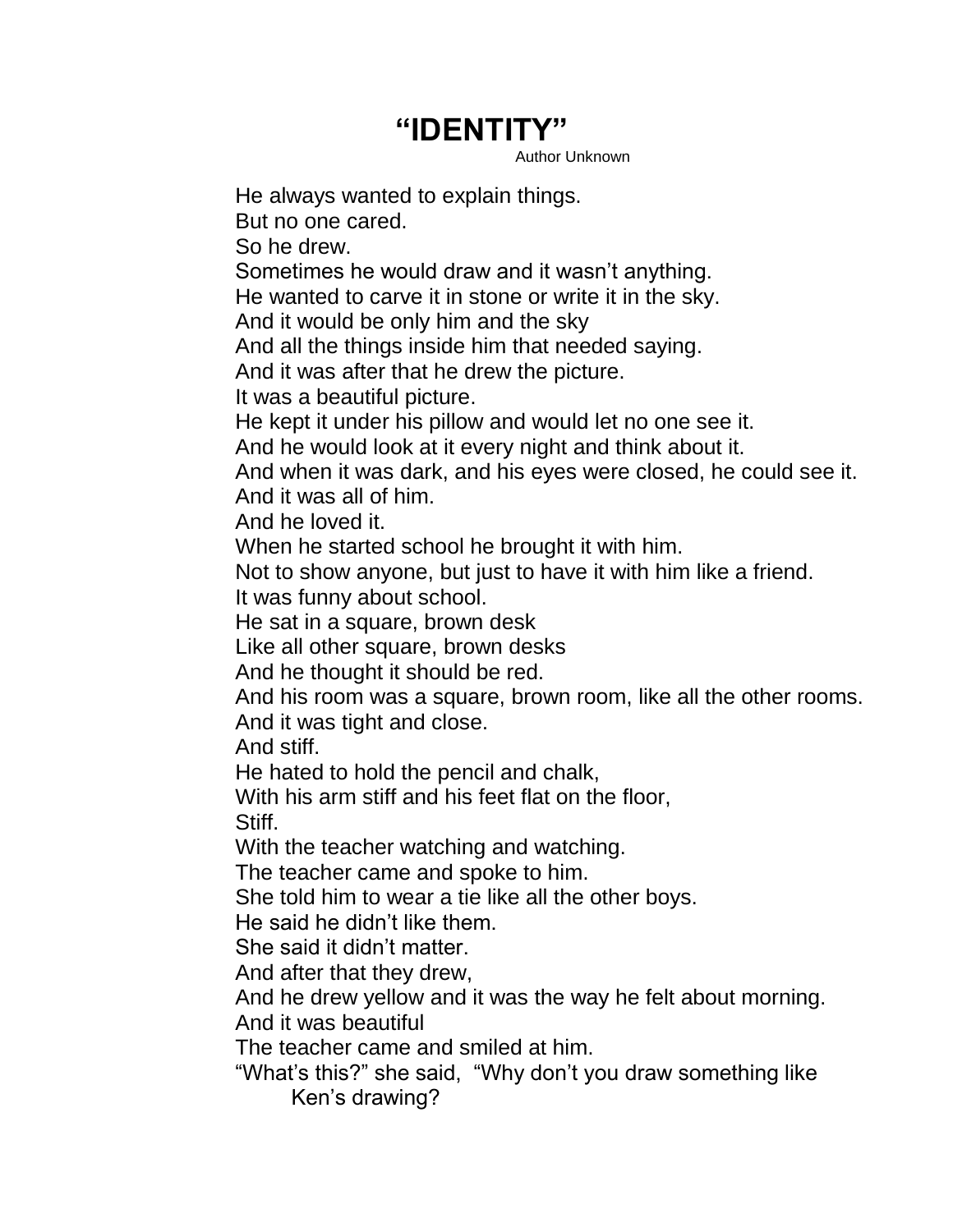# "IDENTITY"

Author Unknown

He always wanted to explain things.  
But no one cared.  
So he drew.  
Sometimes he would draw and it wasn't anything.  
He wanted to carve it in stone or write it in the sky.  
And it would be only him and the sky  
And all the things inside him that needed saying.  
And it was after that he drew the picture.  
It was a beautiful picture.  
He kept it under his pillow and would let no one see it.  
And he would look at it every night and think about it.  
And when it was dark, and his eyes were closed, he could see it.  
And it was all of him.  
And he loved it.  
When he started school he brought it with him.  
Not to show anyone, but just to have it with him like a friend.  
It was funny about school.  
He sat in a square, brown desk  
Like all other square, brown desks  
And he thought it should be red.  
And his room was a square, brown room, like all the other rooms.  
And it was tight and close.  
And stiff.  
He hated to hold the pencil and chalk,  
With his arm stiff and his feet flat on the floor,  
Stiff.  
With the teacher watching and watching.  
The teacher came and spoke to him.  
She told him to wear a tie like all the other boys.  
He said he didn't like them.  
She said it didn't matter.  
And after that they drew,  
And he drew yellow and it was the way he felt about morning.  
And it was beautiful  
The teacher came and smiled at him.  
"What's this?" she said, "Why don't you draw something like  
Ken's drawing?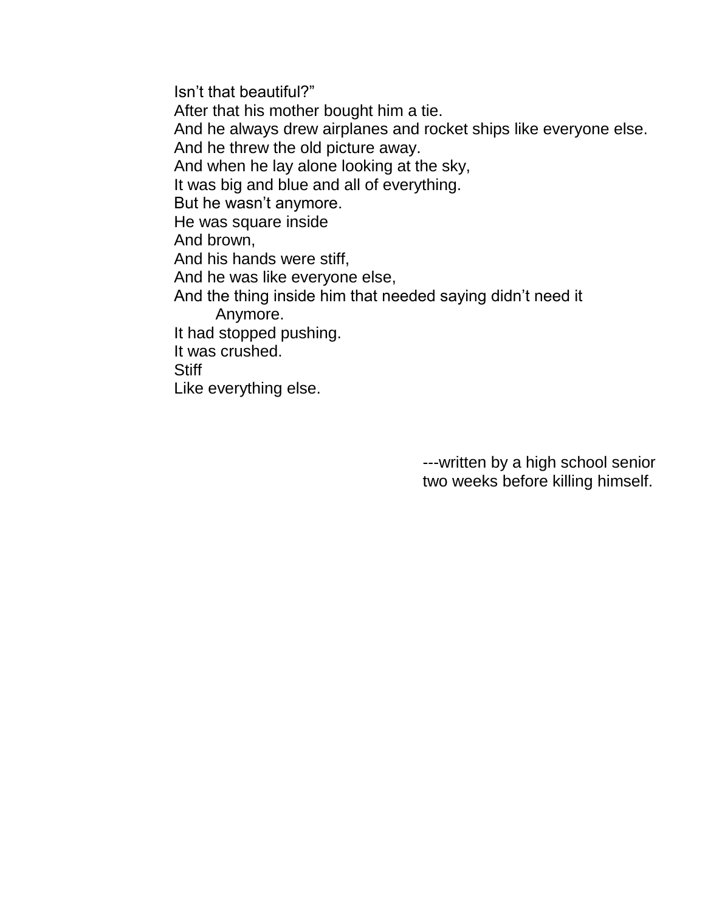Isn't that beautiful?"
After that his mother bought him a tie.
And he always drew airplanes and rocket ships like everyone else.
And he threw the old picture away.
And when he lay alone looking at the sky,
It was big and blue and all of everything.
But he wasn't anymore.
He was square inside
And brown,
And his hands were stiff,
And he was like everyone else,
And the thing inside him that needed saying didn't need it
&nbsp;&nbsp;&nbsp;&nbsp;&nbsp;&nbsp;&nbsp;&nbsp;Anymore.
It had stopped pushing.
It was crushed.
Stiff
Like everything else.

---written by a high school senior
two weeks before killing himself.